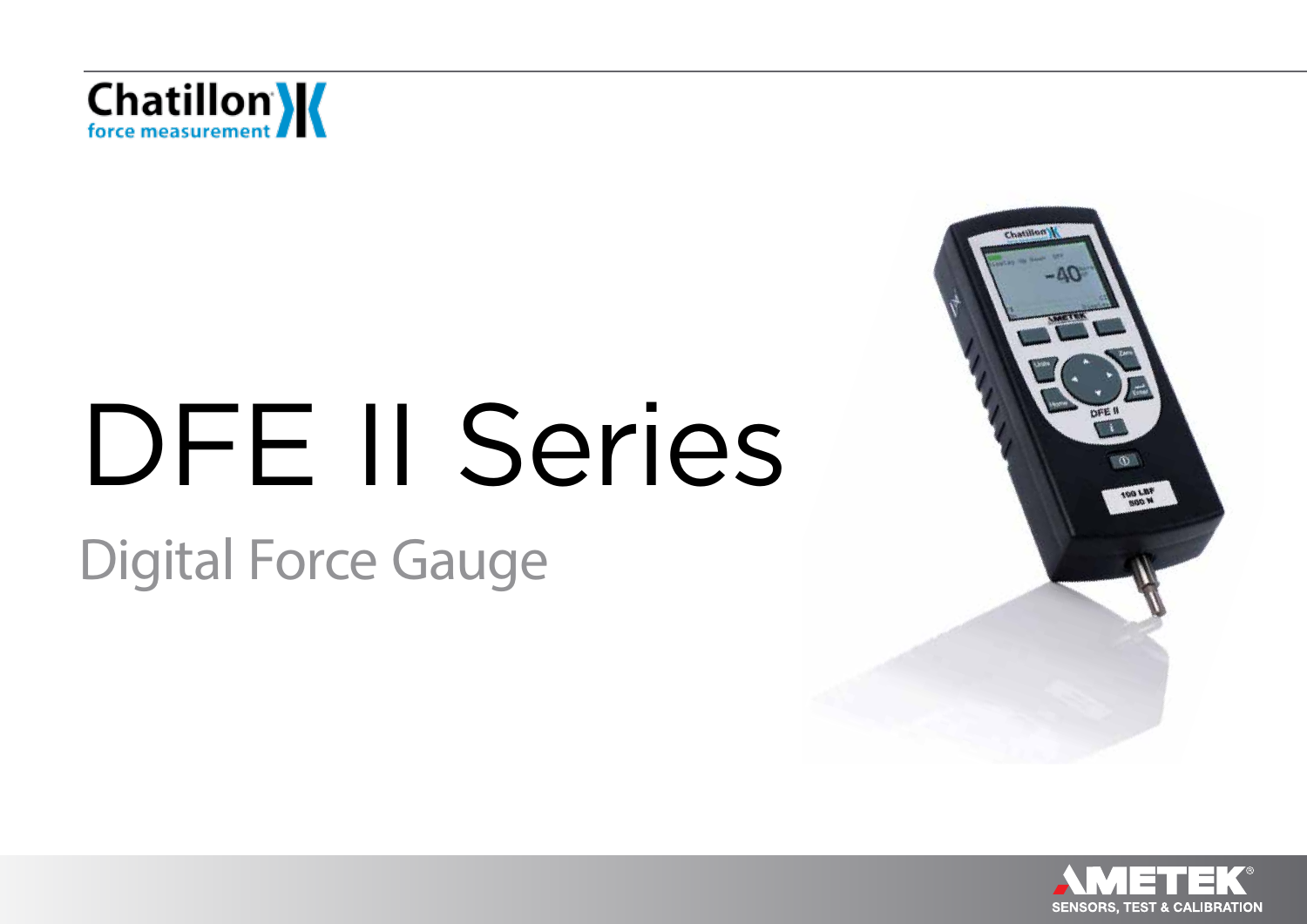Chatillon
force measurement

# DFE II Series

## Digital Force Gauge

AMETEK
SENSORS, TEST & CALIBRATION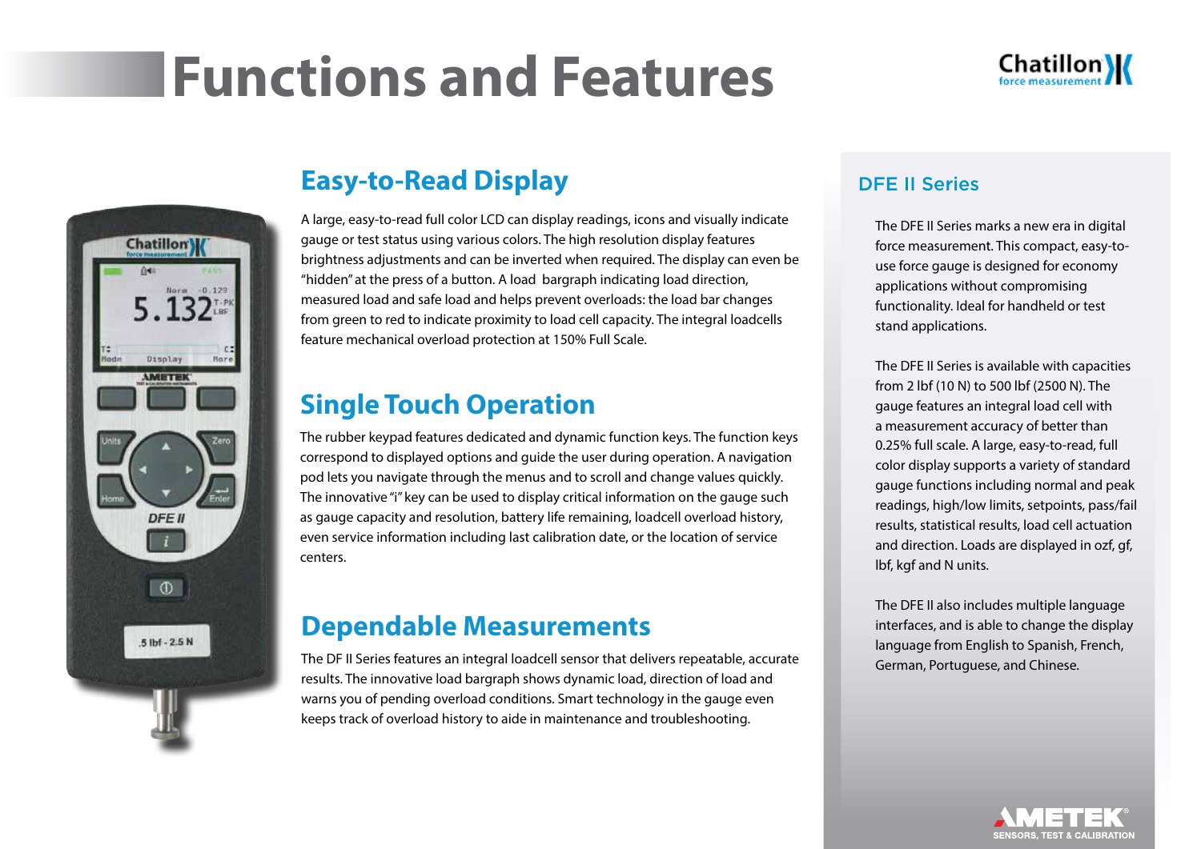# Functions and Features

## Easy-to-Read Display

A large, easy-to-read full color LCD can display readings, icons and visually indicate gauge or test status using various colors. The high resolution display features brightness adjustments and can be inverted when required. The display can even be "hidden" at the press of a button. A load bargraph indicating load direction, measured load and safe load and helps prevent overloads: the load bar changes from green to red to indicate proximity to load cell capacity. The integral loadcells feature mechanical overload protection at 150% Full Scale.

## Single Touch Operation

The rubber keypad features dedicated and dynamic function keys. The function keys correspond to displayed options and guide the user during operation. A navigation pod lets you navigate through the menus and to scroll and change values quickly. The innovative "i" key can be used to display critical information on the gauge such as gauge capacity and resolution, battery life remaining, loadcell overload history, even service information including last calibration date, or the location of service centers.

## Dependable Measurements

The DF II Series features an integral loadcell sensor that delivers repeatable, accurate results. The innovative load bargraph shows dynamic load, direction of load and warns you of pending overload conditions. Smart technology in the gauge even keeps track of overload history to aide in maintenance and troubleshooting.

## DFE II Series

The DFE II Series marks a new era in digital force measurement. This compact, easy-to-use force gauge is designed for economy applications without compromising functionality. Ideal for handheld or test stand applications.

The DFE II Series is available with capacities from 2 lbf (10 N) to 500 lbf (2500 N). The gauge features an integral load cell with a measurement accuracy of better than 0.25% full scale. A large, easy-to-read, full color display supports a variety of standard gauge functions including normal and peak readings, high/low limits, setpoints, pass/fail results, statistical results, load cell actuation and direction. Loads are displayed in ozf, gf, lbf, kgf and N units.

The DFE II also includes multiple language interfaces, and is able to change the display language from English to Spanish, French, German, Portuguese, and Chinese.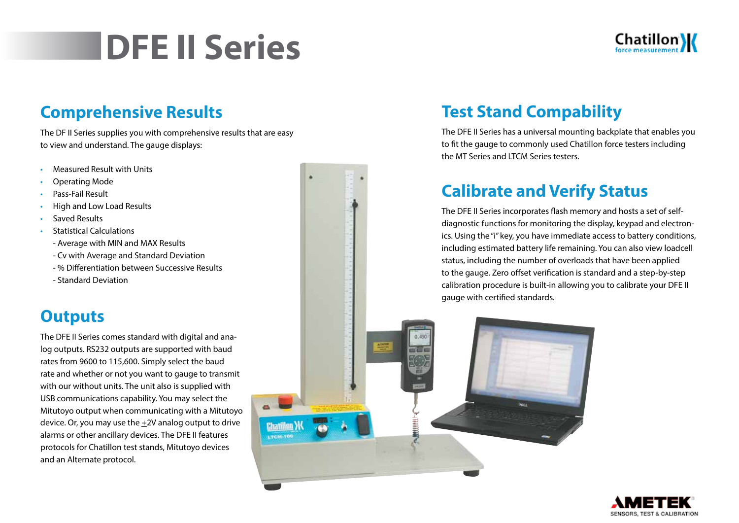# DFE II Series

## Comprehensive Results

The DF II Series supplies you with comprehensive results that are easy to view and understand. The gauge displays:

- Measured Result with Units
- Operating Mode
- Pass-Fail Result
- High and Low Load Results
- Saved Results
- Statistical Calculations
  - Average with MIN and MAX Results
  - Cv with Average and Standard Deviation
  - % Differentiation between Successive Results
  - Standard Deviation

## Outputs

The DFE II Series comes standard with digital and analog outputs. RS232 outputs are supported with baud rates from 9600 to 115,600. Simply select the baud rate and whether or not you want to gauge to transmit with our without units. The unit also is supplied with USB communications capability. You may select the Mitutoyo output when communicating with a Mitutoyo device. Or, you may use the $\pm$2V analog output to drive alarms or other ancillary devices. The DFE II features protocols for Chatillon test stands, Mitutoyo devices and an Alternate protocol.

## Test Stand Compability

The DFE II Series has a universal mounting backplate that enables you to fit the gauge to commonly used Chatillon force testers including the MT Series and LTCM Series testers.

## Calibrate and Verify Status

The DFE II Series incorporates flash memory and hosts a set of self-diagnostic functions for monitoring the display, keypad and electronics. Using the "i" key, you have immediate access to battery conditions, including estimated battery life remaining. You can also view loadcell status, including the number of overloads that have been applied to the gauge. Zero offset verification is standard and a step-by-step calibration procedure is built-in allowing you to calibrate your DFE II gauge with certified standards.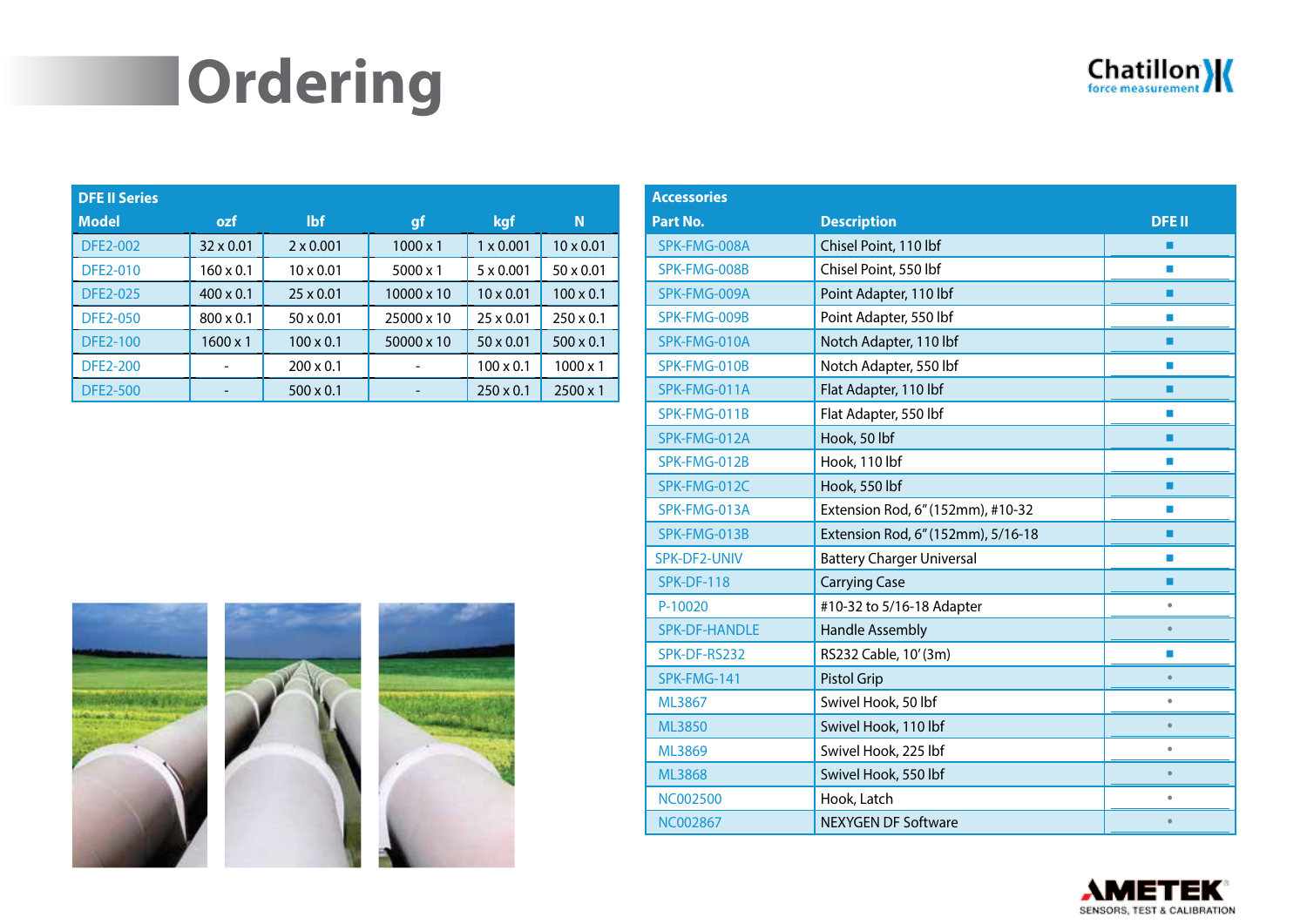# Ordering

| DFE II Series | | | | | |
|---|---|---|---|---|---|
| **Model** | **ozf** | **lbf** | **gf** | **kgf** | **N** |
| DFE2-002 | 32 x 0.01 | 2 x 0.001 | 1000 x 1 | 1 x 0.001 | 10 x 0.01 |
| DFE2-010 | 160 x 0.1 | 10 x 0.01 | 5000 x 1 | 5 x 0.001 | 50 x 0.01 |
| DFE2-025 | 400 x 0.1 | 25 x 0.01 | 10000 x 10 | 10 x 0.01 | 100 x 0.1 |
| DFE2-050 | 800 x 0.1 | 50 x 0.01 | 25000 x 10 | 25 x 0.01 | 250 x 0.1 |
| DFE2-100 | 1600 x 1 | 100 x 0.1 | 50000 x 10 | 50 x 0.01 | 500 x 0.1 |
| DFE2-200 | - | 200 x 0.1 | - | 100 x 0.1 | 1000 x 1 |
| DFE2-500 | - | 500 x 0.1 | - | 250 x 0.1 | 2500 x 1 |

| Accessories | | |
|---|---|---|
| **Part No.** | **Description** | **DFE II** |
| SPK-FMG-008A | Chisel Point, 110 lbf | ■ |
| SPK-FMG-008B | Chisel Point, 550 lbf | ■ |
| SPK-FMG-009A | Point Adapter, 110 lbf | ■ |
| SPK-FMG-009B | Point Adapter, 550 lbf | ■ |
| SPK-FMG-010A | Notch Adapter, 110 lbf | ■ |
| SPK-FMG-010B | Notch Adapter, 550 lbf | ■ |
| SPK-FMG-011A | Flat Adapter, 110 lbf | ■ |
| SPK-FMG-011B | Flat Adapter, 550 lbf | ■ |
| SPK-FMG-012A | Hook, 50 lbf | ■ |
| SPK-FMG-012B | Hook, 110 lbf | ■ |
| SPK-FMG-012C | Hook, 550 lbf | ■ |
| SPK-FMG-013A | Extension Rod, 6" (152mm), #10-32 | ■ |
| SPK-FMG-013B | Extension Rod, 6" (152mm), 5/16-18 | ■ |
| SPK-DF2-UNIV | Battery Charger Universal | ■ |
| SPK-DF-118 | Carrying Case | ■ |
| P-10020 | #10-32 to 5/16-18 Adapter | • |
| SPK-DF-HANDLE | Handle Assembly | • |
| SPK-DF-RS232 | RS232 Cable, 10' (3m) | ■ |
| SPK-FMG-141 | Pistol Grip | • |
| ML3867 | Swivel Hook, 50 lbf | • |
| ML3850 | Swivel Hook, 110 lbf | • |
| ML3869 | Swivel Hook, 225 lbf | • |
| ML3868 | Swivel Hook, 550 lbf | • |
| NC002500 | Hook, Latch | • |
| NC002867 | NEXYGEN DF Software | • |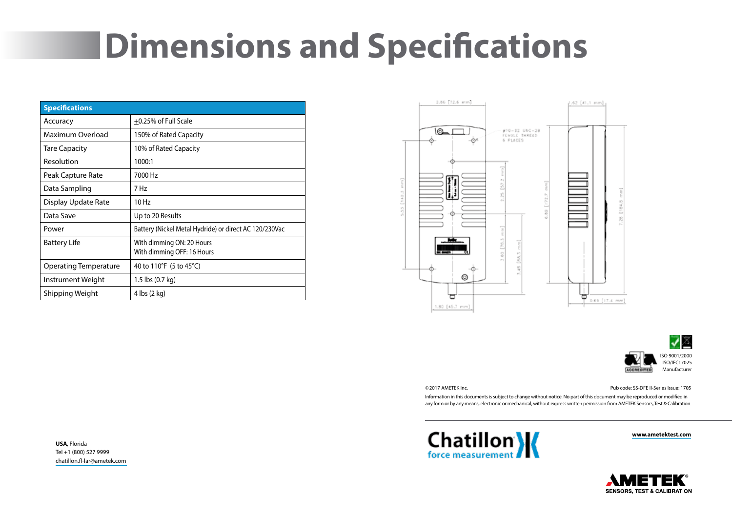# Dimensions and Specifications

| Specifications | |
|---|---|
| Accuracy | ±0.25% of Full Scale |
| Maximum Overload | 150% of Rated Capacity |
| Tare Capacity | 10% of Rated Capacity |
| Resolution | 1000:1 |
| Peak Capture Rate | 7000 Hz |
| Data Sampling | 7 Hz |
| Display Update Rate | 10 Hz |
| Data Save | Up to 20 Results |
| Power | Battery (Nickel Metal Hydride) or direct AC 120/230Vac |
| Battery Life | With dimming ON: 20 Hours<br>With dimming OFF: 16 Hours |
| Operating Temperature | 40 to 110°F (5 to 45°C) |
| Instrument Weight | 1.5 lbs (0.7 kg) |
| Shipping Weight | 4 lbs (2 kg) |

2.86 [72.6 mm]

1.62 [41.1 mm]

#10-32 UNC-2B FEMALE THREAD 6 PLACES

5.53 [140.5 mm]

2.25 [57.2 mm]

6.80 [172.7 mm]

7.28 [184.8 mm]

3.00 [76.3 mm]

3.48 [88.3 mm]

1.80 [45.7 mm]

0.69 [17.4 mm]

ISO 9001/2000
ISO/IEC17025
Manufacturer

© 2017 AMETEK Inc.

Pub code: SS-DFE II-Series Issue: 1705

Information in this documents is subject to change without notice. No part of this document may be reproduced or modified in any form or by any means, electronic or mechanical, without express written permission from AMETEK Sensors, Test & Calibration.

Chatillon force measurement

www.ametektest.com

**USA**, Florida
Tel +1 (800) 527 9999
chatillon.fl-lar@ametek.com

AMETEK® SENSORS, TEST & CALIBRATION